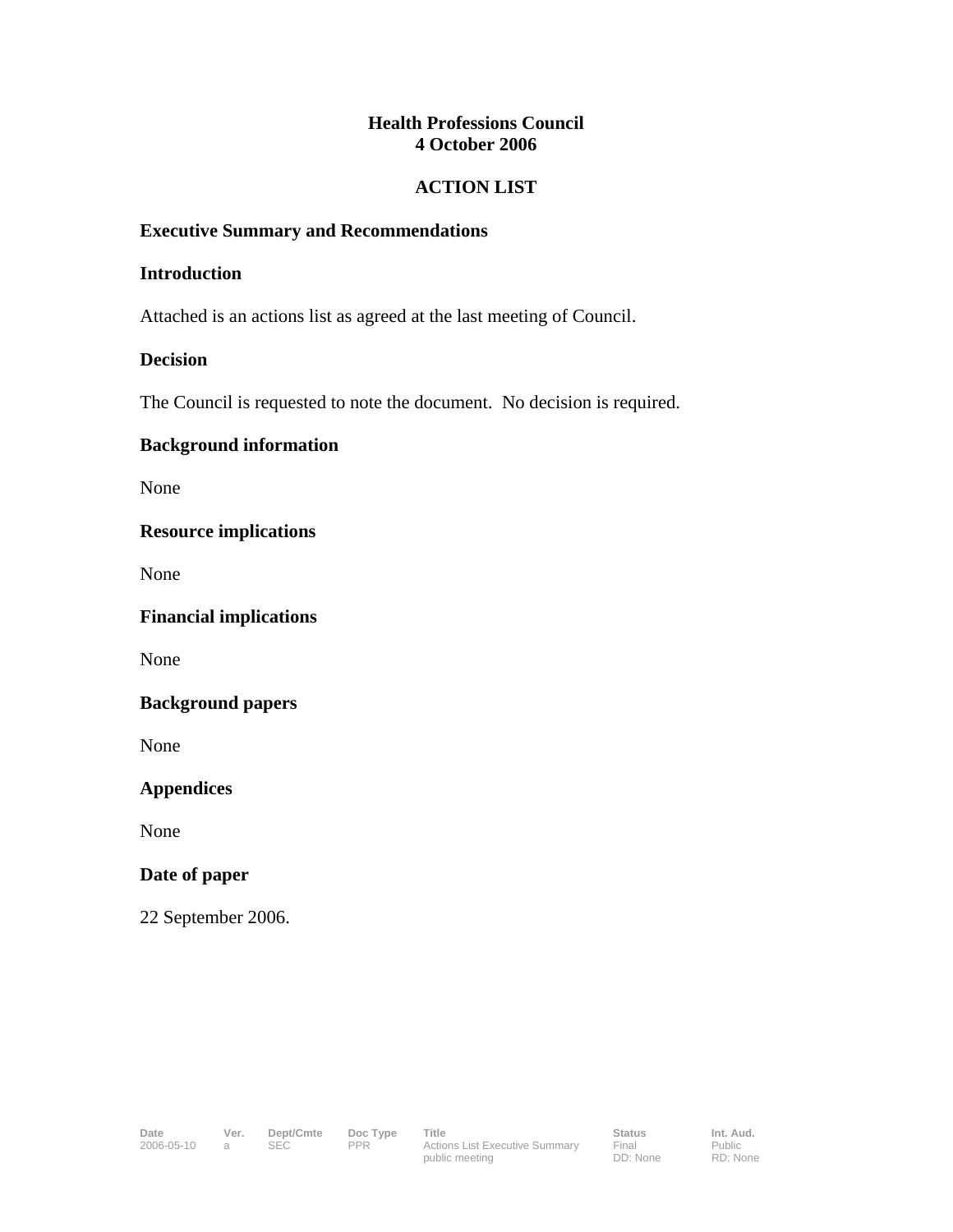**Health Professions Council**
**4 October 2006**

**ACTION LIST**

**Executive Summary and Recommendations**

**Introduction**

Attached is an actions list as agreed at the last meeting of Council.

**Decision**

The Council is requested to note the document. No decision is required.

**Background information**

None

**Resource implications**

None

**Financial implications**

None

**Background papers**

None

**Appendices**

None

**Date of paper**

22 September 2006.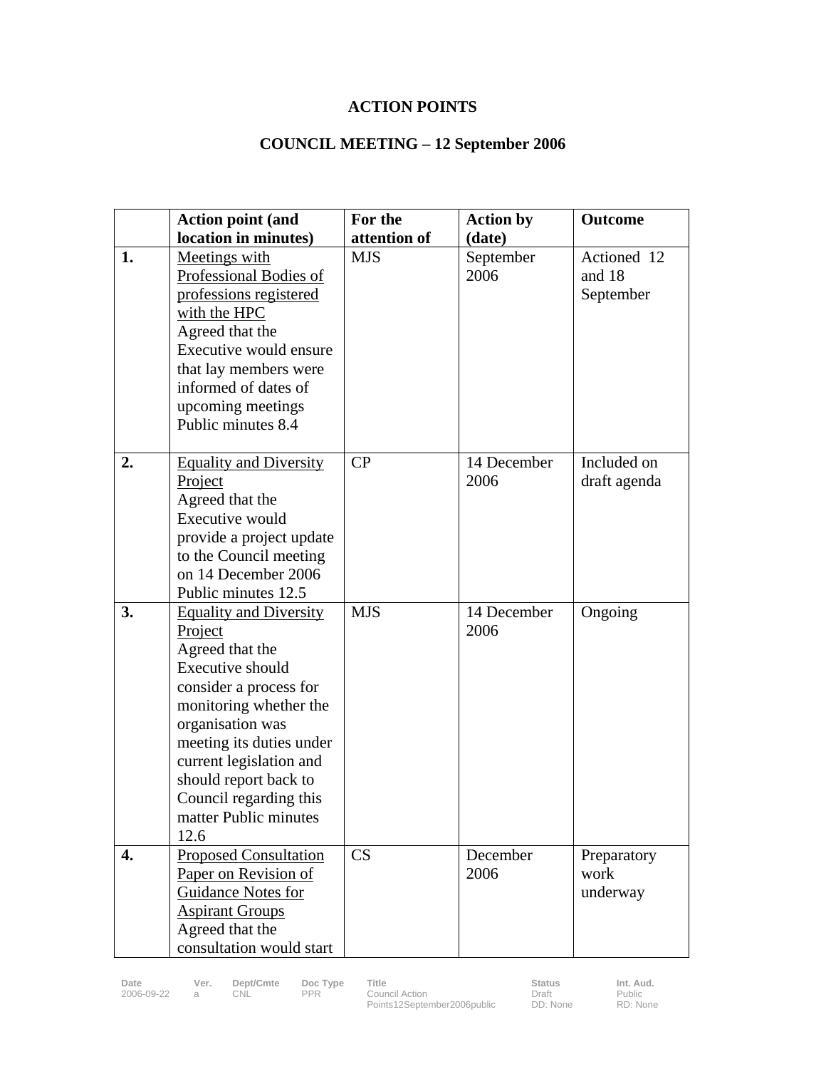**ACTION POINTS**

**COUNCIL MEETING – 12 September 2006**

| | **Action point (and location in minutes)** | **For the attention of** | **Action by (date)** | **Outcome** |
|---|---|---|---|---|
| **1.** | Meetings with Professional Bodies of professions registered with the HPC<br>Agreed that the Executive would ensure that lay members were informed of dates of upcoming meetings Public minutes 8.4 | MJS | September 2006 | Actioned 12 and 18 September |
| **2.** | Equality and Diversity Project<br>Agreed that the Executive would provide a project update to the Council meeting on 14 December 2006 Public minutes 12.5 | CP | 14 December 2006 | Included on draft agenda |
| **3.** | Equality and Diversity Project<br>Agreed that the Executive should consider a process for monitoring whether the organisation was meeting its duties under current legislation and should report back to Council regarding this matter Public minutes 12.6 | MJS | 14 December 2006 | Ongoing |
| **4.** | Proposed Consultation Paper on Revision of Guidance Notes for Aspirant Groups<br>Agreed that the consultation would start | CS | December 2006 | Preparatory work underway |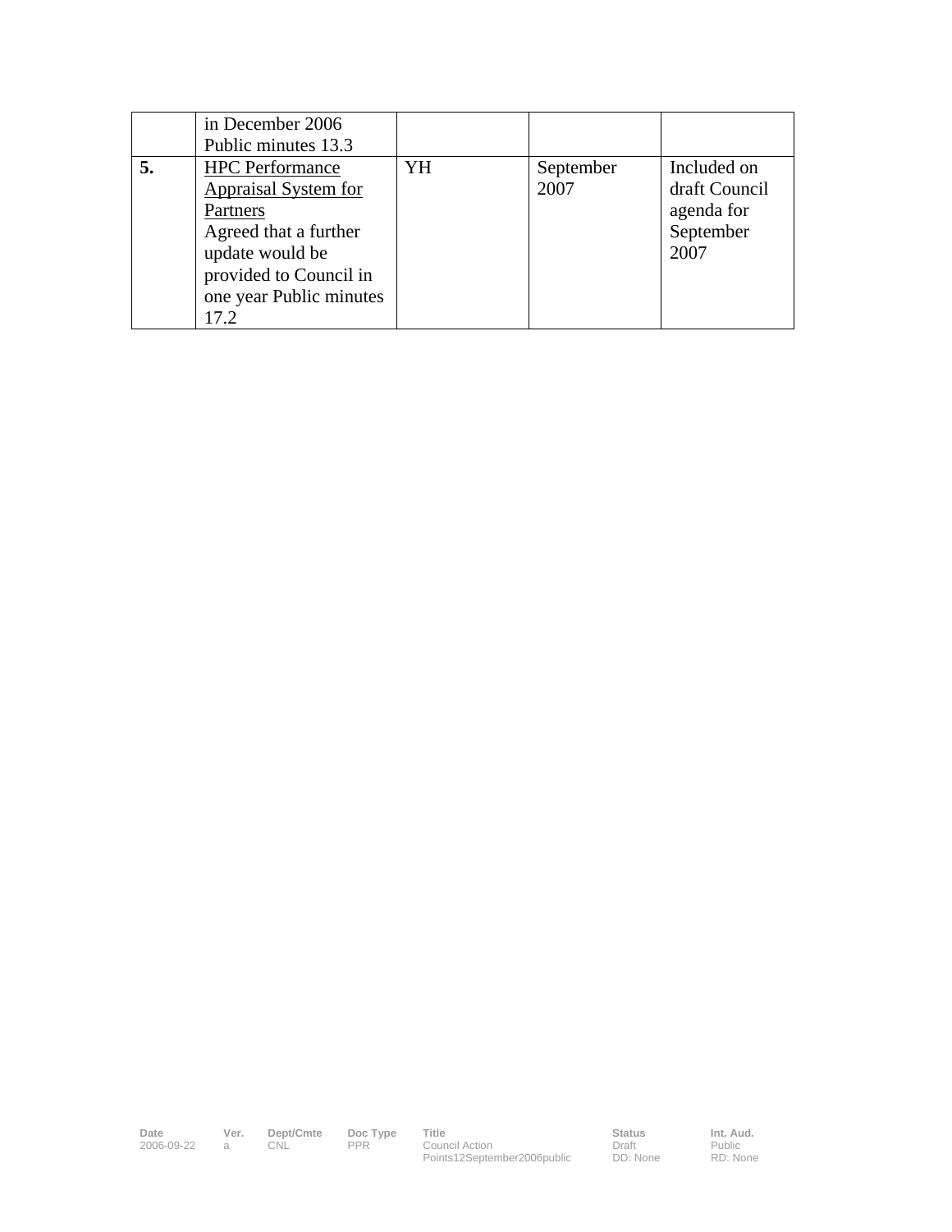| | | | | |
|---|---|---|---|---|
| | in December 2006 Public minutes 13.3 | | | |
| **5.** | <u>HPC Performance Appraisal System for Partners</u><br>Agreed that a further update would be provided to Council in one year Public minutes 17.2 | YH | September 2007 | Included on draft Council agenda for September 2007 |